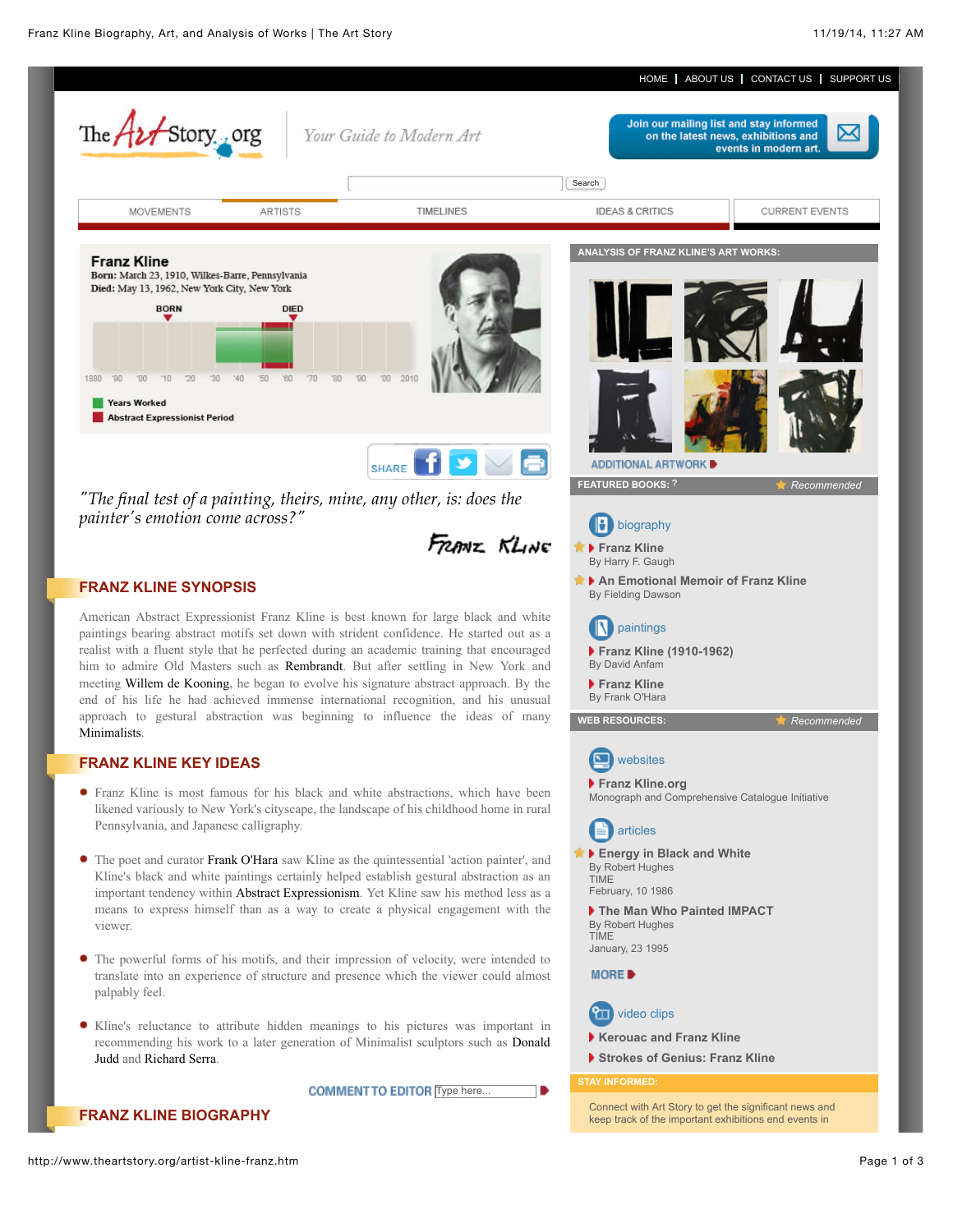HOME | ABOUT US | CONTACT US | SUPPORT US

The Art Story.org — *Your Guide to Modern Art*

Join our mailing list and stay informed on the latest news, exhibitions and events in modern art.

Search

MOVEMENTS | ARTISTS | TIMELINES | IDEAS & CRITICS | CURRENT EVENTS

# Franz Kline

**Born:** March 23, 1910, Wilkes-Barre, Pennsylvania
**Died:** May 13, 1962, New York City, New York

BORN
DIED
1880 '90 '00 '10 '20 '30 '40 '50 '60 '70 '80 '90 '00 2010

Years Worked
Abstract Expressionist Period

SHARE

*"The final test of a painting, theirs, mine, any other, is: does the painter's emotion come across?"*

Franz Kline

## FRANZ KLINE SYNOPSIS

American Abstract Expressionist Franz Kline is best known for large black and white paintings bearing abstract motifs set down with strident confidence. He started out as a realist with a fluent style that he perfected during an academic training that encouraged him to admire Old Masters such as Rembrandt. But after settling in New York and meeting Willem de Kooning, he began to evolve his signature abstract approach. By the end of his life he had achieved immense international recognition, and his unusual approach to gestural abstraction was beginning to influence the ideas of many Minimalists.

## FRANZ KLINE KEY IDEAS

- Franz Kline is most famous for his black and white abstractions, which have been likened variously to New York's cityscape, the landscape of his childhood home in rural Pennsylvania, and Japanese calligraphy.
- The poet and curator Frank O'Hara saw Kline as the quintessential 'action painter', and Kline's black and white paintings certainly helped establish gestural abstraction as an important tendency within Abstract Expressionism. Yet Kline saw his method less as a means to express himself than as a way to create a physical engagement with the viewer.
- The powerful forms of his motifs, and their impression of velocity, were intended to translate into an experience of structure and presence which the viewer could almost palpably feel.
- Kline's reluctance to attribute hidden meanings to his pictures was important in recommending his work to a later generation of Minimalist sculptors such as Donald Judd and Richard Serra.

COMMENT TO EDITOR Type here...

## FRANZ KLINE BIOGRAPHY

### ANALYSIS OF FRANZ KLINE'S ART WORKS:

ADDITIONAL ARTWORK

### FEATURED BOOKS: ?

Recommended

**biography**

- **Franz Kline** (Recommended)
  By Harry F. Gaugh
- **An Emotional Memoir of Franz Kline** (Recommended)
  By Fielding Dawson

**paintings**

- **Franz Kline (1910-1962)**
  By David Anfam
- **Franz Kline**
  By Frank O'Hara

### WEB RESOURCES:

Recommended

**websites**

- **Franz Kline.org**
  Monograph and Comprehensive Catalogue Initiative

**articles**

- **Energy in Black and White** (Recommended)
  By Robert Hughes
  TIME
  February, 10 1986
- **The Man Who Painted IMPACT**
  By Robert Hughes
  TIME
  January, 23 1995

MORE

**video clips**

- **Kerouac and Franz Kline**
- **Strokes of Genius: Franz Kline**

### STAY INFORMED:

Connect with Art Story to get the significant news and keep track of the important exhibitions end events in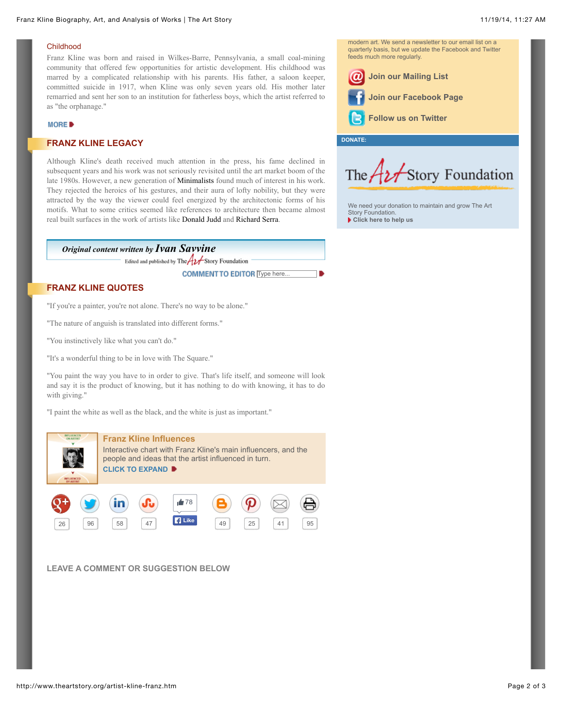### Childhood

Franz Kline was born and raised in Wilkes-Barre, Pennsylvania, a small coal-mining community that offered few opportunities for artistic development. His childhood was marred by a complicated relationship with his parents. His father, a saloon keeper, committed suicide in 1917, when Kline was only seven years old. His mother later remarried and sent her son to an institution for fatherless boys, which the artist referred to as "the orphanage."

MORE

## FRANZ KLINE LEGACY

Although Kline's death received much attention in the press, his fame declined in subsequent years and his work was not seriously revisited until the art market boom of the late 1980s. However, a new generation of Minimalists found much of interest in his work. They rejected the heroics of his gestures, and their aura of lofty nobility, but they were attracted by the way the viewer could feel energized by the architectonic forms of his motifs. What to some critics seemed like references to architecture then became almost real built surfaces in the work of artists like Donald Judd and Richard Serra.

*Original content written by* ***Ivan Savvine***

Edited and published by The Art Story Foundation

COMMENT TO EDITOR Type here...

## FRANZ KLINE QUOTES

"If you're a painter, you're not alone. There's no way to be alone."

"The nature of anguish is translated into different forms."

"You instinctively like what you can't do."

"It's a wonderful thing to be in love with The Square."

"You paint the way you have to in order to give. That's life itself, and someone will look and say it is the product of knowing, but it has nothing to do with knowing, it has to do with giving."

"I paint the white as well as the black, and the white is just as important."

**Franz Kline Influences**

Interactive chart with Franz Kline's main influencers, and the people and ideas that the artist influenced in turn.

CLICK TO EXPAND

26 96 58 47 78 Like 49 25 41 95

LEAVE A COMMENT OR SUGGESTION BELOW

modern art. We send a newsletter to our email list on a quarterly basis, but we update the Facebook and Twitter feeds much more regularly.

Join our Mailing List

Join our Facebook Page

Follow us on Twitter

DONATE:

The Art Story Foundation

We need your donation to maintain and grow The Art Story Foundation.

Click here to help us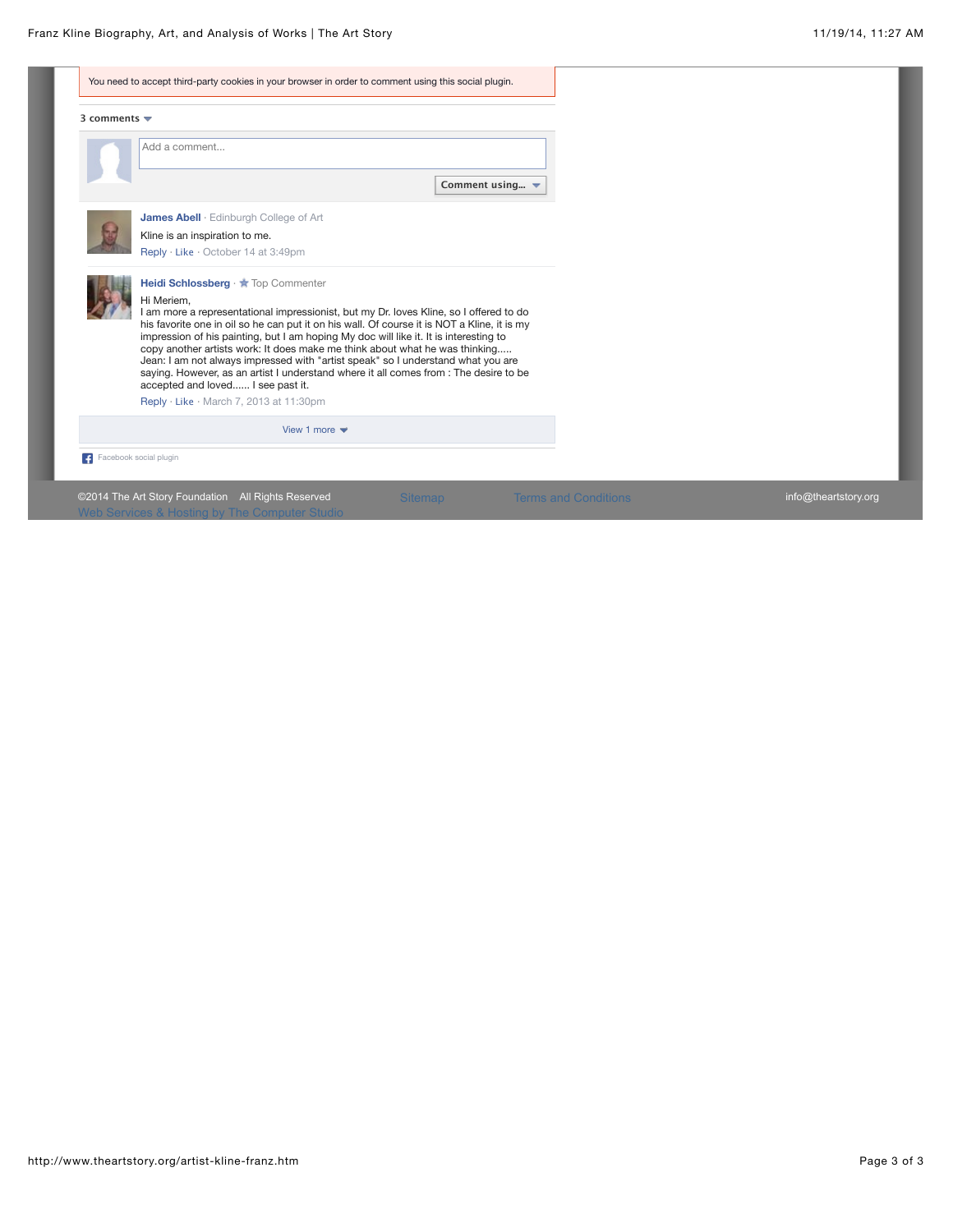You need to accept third-party cookies in your browser in order to comment using this social plugin.

3 comments

Add a comment...

Comment using...

**James Abell** · Edinburgh College of Art

Kline is an inspiration to me.

Reply · Like · October 14 at 3:49pm

**Heidi Schlossberg** · Top Commenter

Hi Meriem,
I am more a representational impressionist, but my Dr. loves Kline, so I offered to do his favorite one in oil so he can put it on his wall. Of course it is NOT a Kline, it is my impression of his painting, but I am hoping My doc will like it. It is interesting to copy another artists work: It does make me think about what he was thinking.....
Jean: I am not always impressed with "artist speak" so I understand what you are saying. However, as an artist I understand where it all comes from : The desire to be accepted and loved...... I see past it.

Reply · Like · March 7, 2013 at 11:30pm

View 1 more

Facebook social plugin

©2014 The Art Story Foundation All Rights Reserved
Web Services & Hosting by The Computer Studio

Sitemap

Terms and Conditions

info@theartstory.org